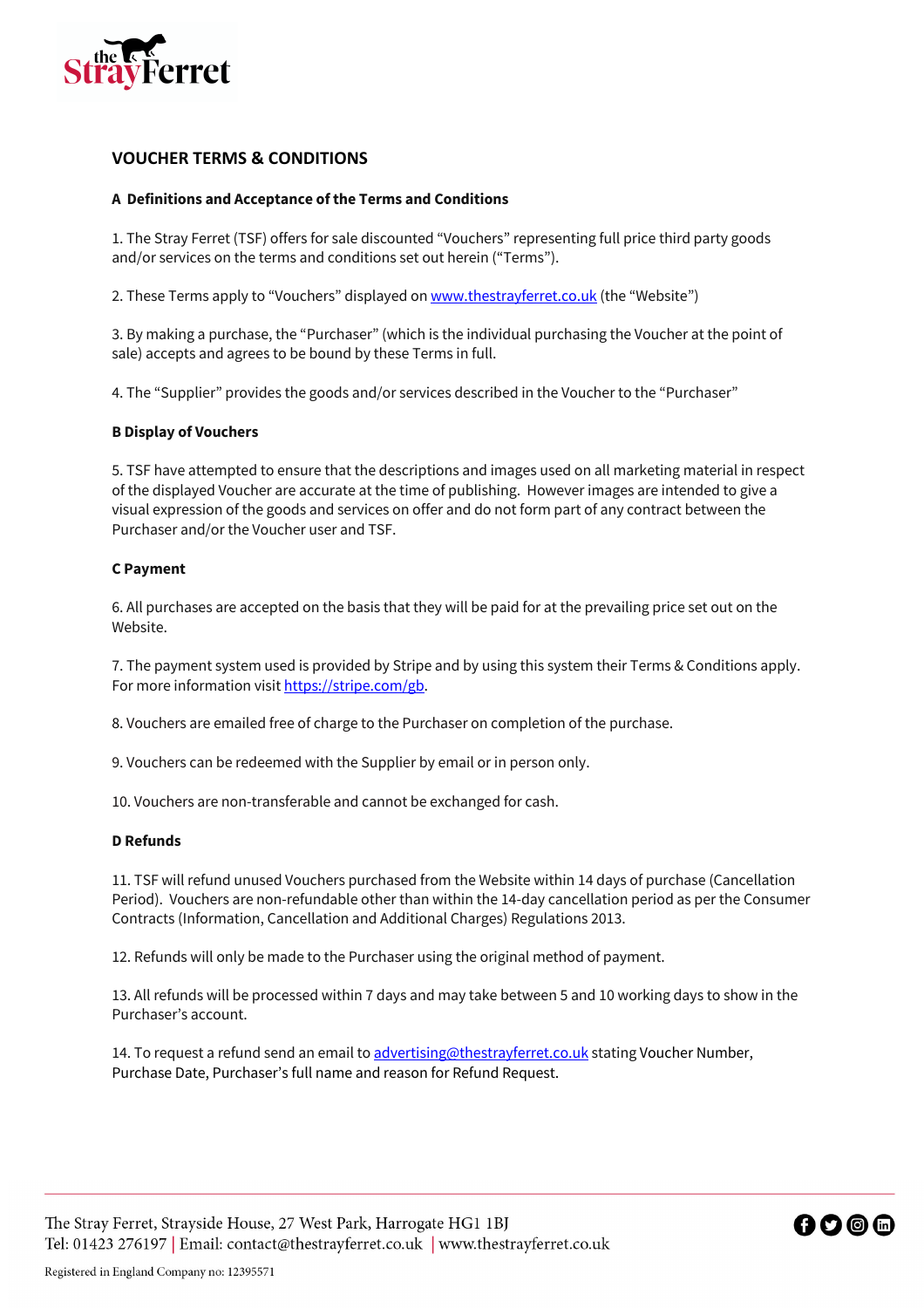# VOUCHER TERMS & CONDITIONS

## A Definitions and Acceptance of the Terms and Conditions

1. The Stray Ferret (TSF) offers for sale discounted "Vouchers" representing full price third party goods and/or services on the terms and conditions set out herein ("Terms").

2. These Terms apply to "Vouchers" displayed on www.thestrayferret.co.uk (the "Website")

3. By making a purchase, the "Purchaser" (which is the individual purchasing the Voucher at the point of sale) accepts and agrees to be bound by these Terms in full.

4. The "Supplier" provides the goods and/or services described in the Voucher to the "Purchaser"

## B Display of Vouchers

5. TSF have attempted to ensure that the descriptions and images used on all marketing material in respect of the displayed Voucher are accurate at the time of publishing. However images are intended to give a visual expression of the goods and services on offer and do not form part of any contract between the Purchaser and/or the Voucher user and TSF.

## C Payment

6. All purchases are accepted on the basis that they will be paid for at the prevailing price set out on the Website.

7. The payment system used is provided by Stripe and by using this system their Terms & Conditions apply. For more information visit https://stripe.com/gb.

8. Vouchers are emailed free of charge to the Purchaser on completion of the purchase.

9. Vouchers can be redeemed with the Supplier by email or in person only.

10. Vouchers are non-transferable and cannot be exchanged for cash.

## D Refunds

11. TSF will refund unused Vouchers purchased from the Website within 14 days of purchase (Cancellation Period). Vouchers are non-refundable other than within the 14-day cancellation period as per the Consumer Contracts (Information, Cancellation and Additional Charges) Regulations 2013.

12. Refunds will only be made to the Purchaser using the original method of payment.

13. All refunds will be processed within 7 days and may take between 5 and 10 working days to show in the Purchaser's account.

14. To request a refund send an email to advertising@thestrayferret.co.uk stating Voucher Number, Purchase Date, Purchaser's full name and reason for Refund Request.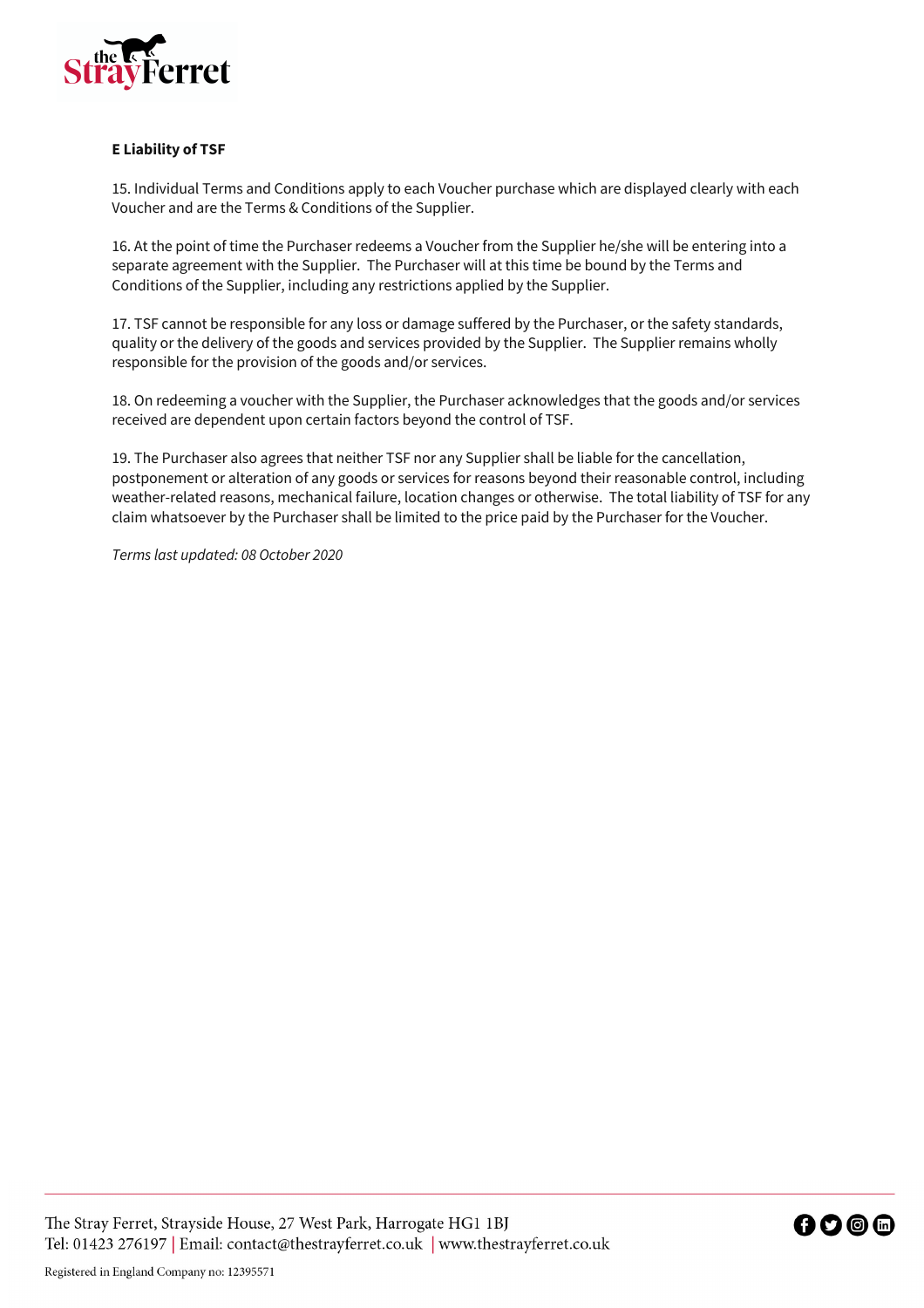**E Liability of TSF**

15. Individual Terms and Conditions apply to each Voucher purchase which are displayed clearly with each Voucher and are the Terms & Conditions of the Supplier.

16. At the point of time the Purchaser redeems a Voucher from the Supplier he/she will be entering into a separate agreement with the Supplier. The Purchaser will at this time be bound by the Terms and Conditions of the Supplier, including any restrictions applied by the Supplier.

17. TSF cannot be responsible for any loss or damage suffered by the Purchaser, or the safety standards, quality or the delivery of the goods and services provided by the Supplier. The Supplier remains wholly responsible for the provision of the goods and/or services.

18. On redeeming a voucher with the Supplier, the Purchaser acknowledges that the goods and/or services received are dependent upon certain factors beyond the control of TSF.

19. The Purchaser also agrees that neither TSF nor any Supplier shall be liable for the cancellation, postponement or alteration of any goods or services for reasons beyond their reasonable control, including weather-related reasons, mechanical failure, location changes or otherwise. The total liability of TSF for any claim whatsoever by the Purchaser shall be limited to the price paid by the Purchaser for the Voucher.

*Terms last updated: 08 October 2020*